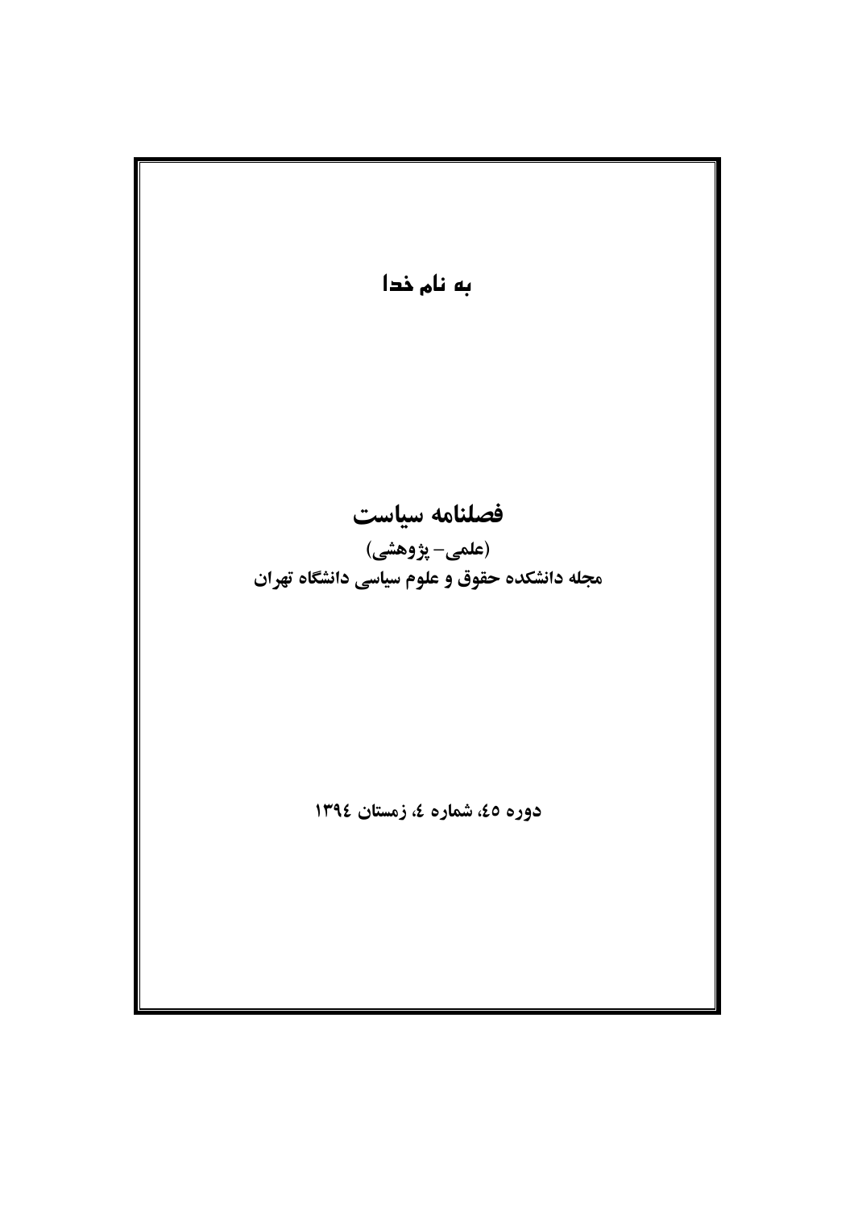به نام خدا

# فصلنامه سیاست

**(علمی- پژوهشی)**

**مجله دانشکده حقوق و علوم سیاسی دانشگاه تهران**

**دوره ٤٥، شماره ٤، زمستان ١٣٩٤**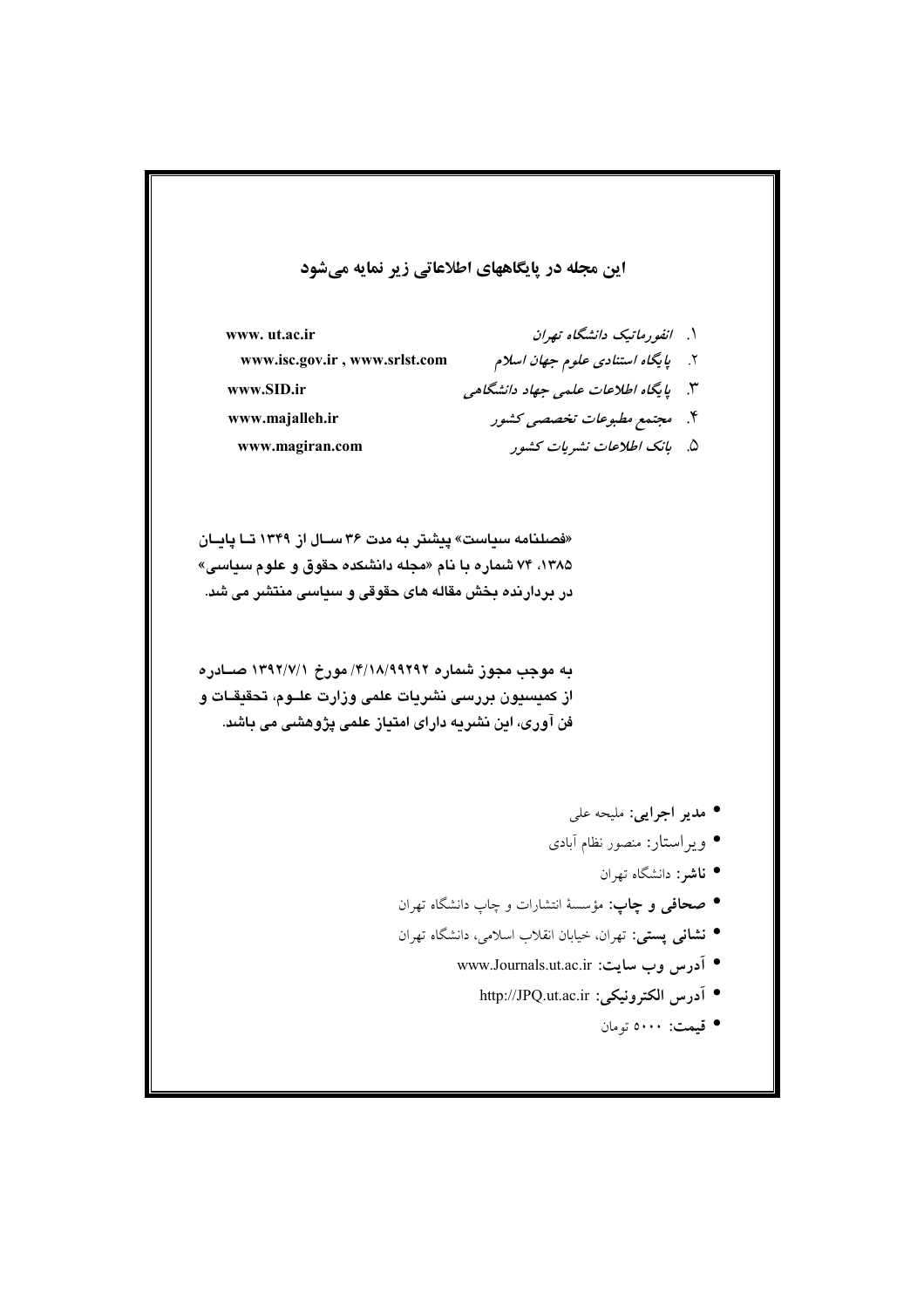## این مجله در پایگاههای اطلاعاتی زیر نمایه می‌شود

| | |
|---|---|
| ۱. *انفورماتیک دانشگاه تهران* | www. ut.ac.ir |
| ۲. *پایگاه استنادی علوم جهان اسلام* | www.isc.gov.ir , www.srlst.com |
| ۳. *پایگاه اطلاعات علمی جهاد دانشگاهی* | www.SID.ir |
| ۴. *مجتمع مطبوعات تخصصی کشور* | www.majalleh.ir |
| ۵. *بانک اطلاعات نشریات کشور* | www.magiran.com |

**«فصلنامه سیاست» پیشتر به مدت ۳۶ سال از ۱۳۴۹ تا پایان ۱۳۸۵، ۷۴ شماره با نام «مجله دانشکده حقوق و علوم سیاسی» در بردارنده بخش مقاله های حقوقی و سیاسی منتشر می شد.**

**به موجب مجوز شماره ۴/۱۸/۹۹۲۹۲/ مورخ ۱۳۹۲/۷/۱ صادره از کمیسیون بررسی نشریات علمی وزارت علوم، تحقیقات و فن آوری، این نشریه دارای امتیاز علمی پژوهشی می باشد.**

- **مدیر اجرایی:** ملیحه علی
- ویراستار: منصور نظام آبادی
- **ناشر:** دانشگاه تهران
- **صحافی و چاپ:** مؤسسهٔ انتشارات و چاپ دانشگاه تهران
- **نشانی پستی:** تهران، خیابان انقلاب اسلامی، دانشگاه تهران
- **آدرس وب سایت:** www.Journals.ut.ac.ir
- **آدرس الکترونیکی:** http://JPQ.ut.ac.ir
- **قیمت:** ۵۰۰۰ تومان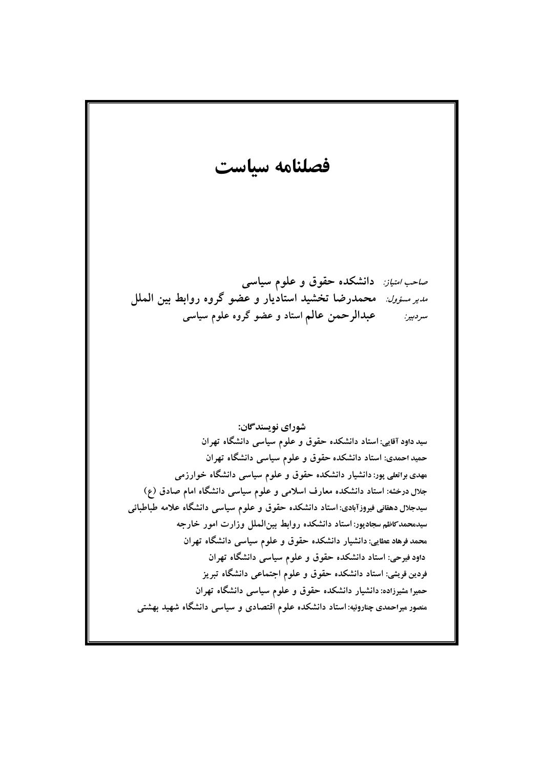# فصلنامه سیاست

*صاحب امتیاز:* **دانشکده حقوق و علوم سیاسی**

*مدیر مسؤول:* **محمدرضا تخشید** استادیار و عضو گروه روابط بین الملل

*سردبیر:* **عبدالرحمن عالم** استاد و عضو گروه علوم سیاسی

**شورای نویسندگان:**

سید داود آقایی: استاد دانشکده حقوق و علوم سیاسی دانشگاه تهران

حمید احمدی: استاد دانشکده حقوق و علوم سیاسی دانشگاه تهران

مهدی براتعلی پور: دانشیار دانشکده حقوق و علوم سیاسی دانشگاه خوارزمی

جلال درخشه: استاد دانشکده معارف اسلامی و علوم سیاسی دانشگاه امام صادق (ع)

سیدجلال دهقانی فیروزآبادی: استاد دانشکده حقوق و علوم سیاسی دانشگاه علامه طباطبائی

سیدمحمدکاظم سجادپور: استاد دانشکده روابط بین‌الملل وزارت امور خارجه

محمد فرهاد عطایی: دانشیار دانشکده حقوق و علوم سیاسی دانشگاه تهران

داود فیرحی: استاد دانشکده حقوق و علوم سیاسی دانشگاه تهران

فردین قریشی: استاد دانشکده حقوق و علوم اجتماعی دانشگاه تبریز

حمیرا مشیرزاده: دانشیار دانشکده حقوق و علوم سیاسی دانشگاه تهران

منصور میراحمدی چناروئیه: استاد دانشکده علوم اقتصادی و سیاسی دانشگاه شهید بهشتی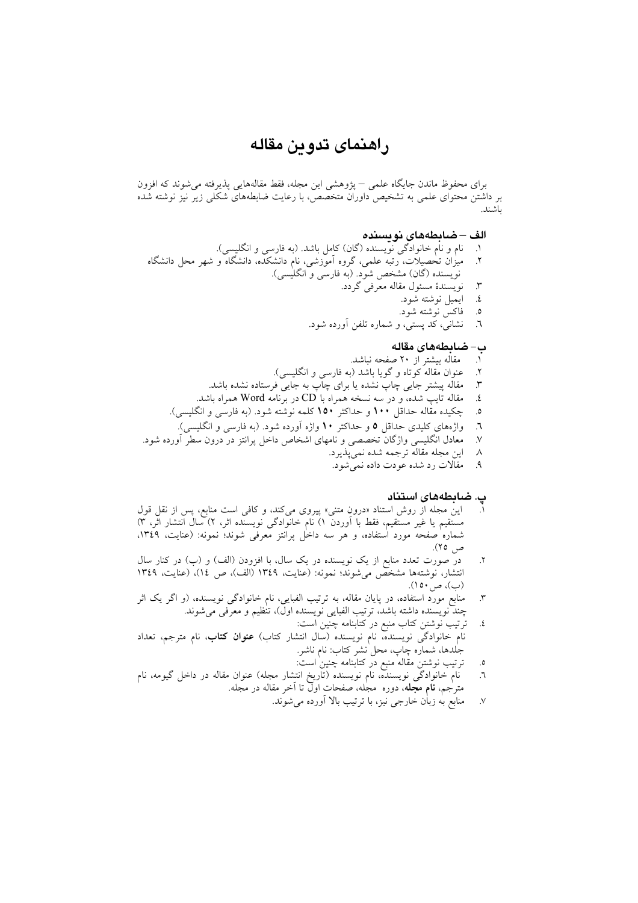# راهنمای تدوین مقاله

برای محفوظ ماندن جایگاه علمی – پژوهشی این مجله، فقط مقاله‌هایی پذیرفته می‌شوند که افزون بر داشتن محتوای علمی به تشخیص داوران متخصص، با رعایت ضابطه‌های شکلی زیر نیز نوشته شده باشند.

## الف – ضابطه‌های نویسنده

١. نام و نام خانوادگی نویسنده (گان) کامل باشد. (به فارسی و انگلیسی).
٢. میزان تحصیلات، رتبه علمی، گروه آموزشی، نام دانشکده، دانشگاه و شهر محل دانشگاه نویسنده (گان) مشخص شود. (به فارسی و انگلیسی).
٣. نویسندهٔ مسئول مقاله معرفی گردد.
٤. ایمیل نوشته شود.
٥. فاکس نوشته شود.
٦. نشانی، کد پستی، و شماره تلفن آورده شود.

## ب– ضابطه‌های مقاله

١. مقاله بیشتر از ٢٠ صفحه نباشد.
٢. عنوان مقاله کوتاه و گویا باشد (به فارسی و انگلیسی).
٣. مقاله پیشتر جایی چاپ نشده یا برای چاپ به جایی فرستاده نشده باشد.
٤. مقاله تایپ شده، و در سه نسخه همراه با CD در برنامه Word همراه باشد.
٥. چکیده مقاله حداقل **١٠٠** و حداکثر **١٥٠** کلمه نوشته شود. (به فارسی و انگلیسی).
٦. واژه‌های کلیدی حداقل **٥** و حداکثر **١٠** واژه آورده شود. (به فارسی و انگلیسی).
٧. معادل انگلیسی واژگان تخصصی و نامهای اشخاص داخل پرانتز در درون سطر آورده شود.
٨. این مجله مقاله ترجمه شده نمی‌پذیرد.
٩. مقالات رد شده عودت داده نمی‌شود.

## پ. ضابطه‌های استناد

١. این مجله از روش استناد «درون متنی» پیروی می‌کند، و کافی است منابع، پس از نقل قول مستقیم یا غیر مستقیم، فقط با آوردن ١) نام خانوادگی نویسنده اثر، ٢) سال انتشار اثر، ٣) شماره صفحه مورد استفاده، و هر سه داخل پرانتز معرفی شوند؛ نمونه: (عنایت، ١٣٤٩، ص ٢٥).
٢. در صورت تعدد منابع از یک نویسنده در یک سال، با افزودن (الف) و (ب) در کنار سال انتشار، نوشته‌ها مشخص می‌شوند؛ نمونه: (عنایت، ١٣٤٩ (الف)، ص ١٤)، (عنایت، ١٣٤٩ (ب)، ص ١٥٠).
٣. منابع مورد استفاده، در پایان مقاله، به ترتیب الفبایی، نام خانوادگی نویسنده، (و اگر یک اثر چند نویسنده داشته باشد، ترتیب الفبایی نویسنده اول)، تنظیم و معرفی می‌شوند.
٤. ترتیب نوشتن کتاب منبع در کتابنامه چنین است:
نام خانوادگی نویسنده، نام نویسنده (سال انتشار کتاب) **عنوان کتاب**، نام مترجم، تعداد جلدها، شماره چاپ، محل نشر کتاب: نام ناشر.
٥. ترتیب نوشتن مقاله منبع در کتابنامه چنین است:
٦. نام خانوادگی نویسنده، نام نویسنده (تاریخ انتشار مجله) عنوان مقاله در داخل گیومه، نام مترجم، **نام مجله**، دوره مجله، صفحات اول تا آخر مقاله در مجله.
٧. منابع به زبان خارجی نیز، با ترتیب بالا آورده می‌شوند.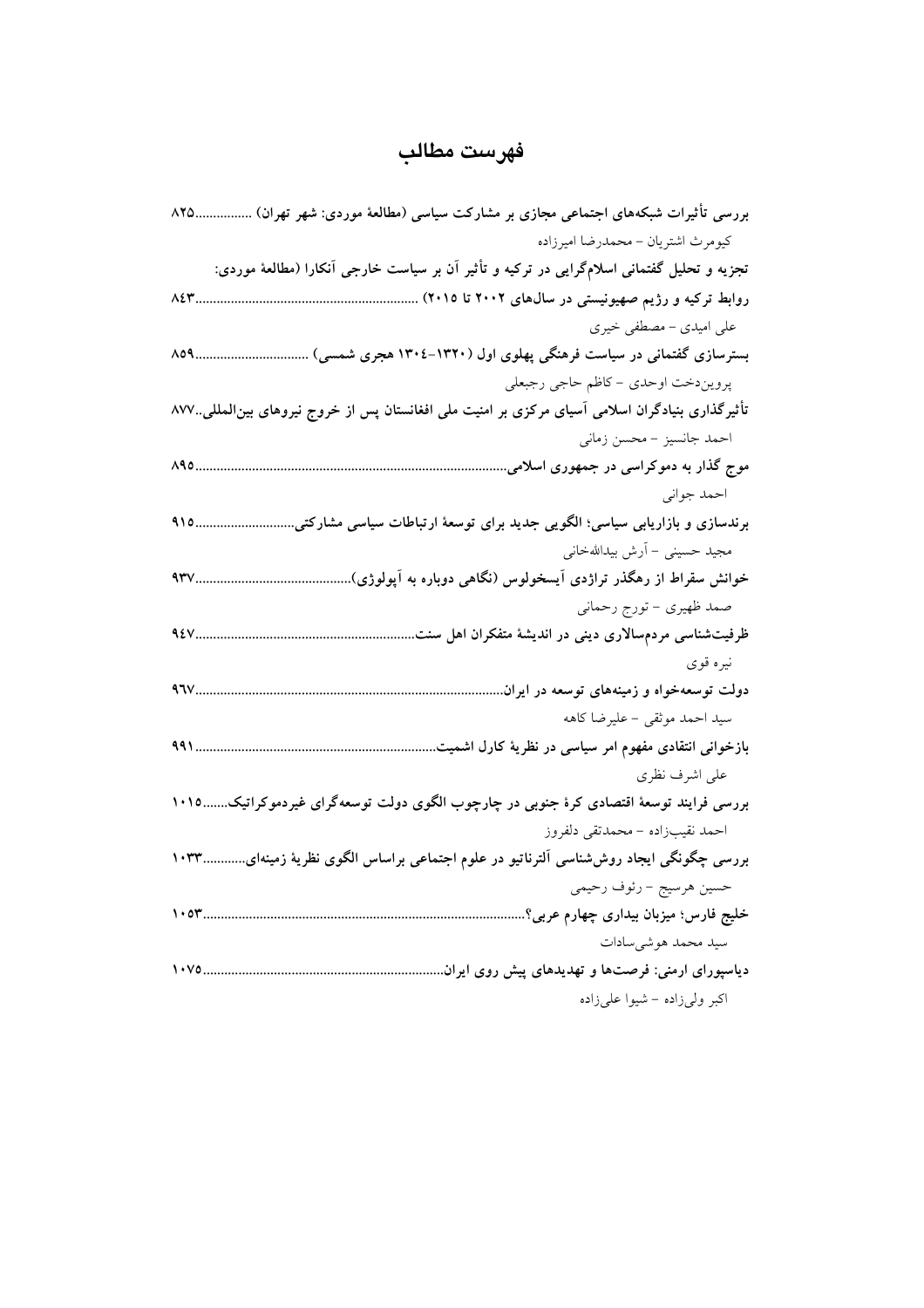# فهرست مطالب

**بررسی تأثیرات شبکه‌های اجتماعی مجازی بر مشارکت سیاسی (مطالعهٔ موردی: شهر تهران)** ................ ۸۲۵

کیومرث اشتریان - محمدرضا امیرزاده

**تجزیه و تحلیل گفتمانی اسلام‌گرایی در ترکیه و تأثیر آن بر سیاست خارجی آنکارا (مطالعهٔ موردی: روابط ترکیه و رژیم صهیونیستی در سال‌های ۲۰۰۲ تا ۲۰۱۵)** ................ ۸۴۳

علی امیدی - مصطفی خیری

**بسترسازی گفتمانی در سیاست فرهنگی پهلوی اول (۱۳۲۰-۱۳۰۴ هجری شمسی)** ................ ۸۵۹

پروین‌دخت اوحدی - کاظم حاجی رجبعلی

**تأثیرگذاری بنیادگران اسلامی آسیای مرکزی بر امنیت ملی افغانستان پس از خروج نیروهای بین‌المللی** .. ۸۷۷

احمد جانسیز - محسن زمانی

**موج گذار به دموکراسی در جمهوری اسلامی** ................ ۸۹۵

احمد جوانی

**برندسازی و بازاریابی سیاسی؛ الگویی جدید برای توسعهٔ ارتباطات سیاسی مشارکتی** ................ ۹۱۵

مجید حسینی - آرش بیدالله‌خانی

**خوانش سقراط از رهگذر تراژدی آیسخولوس (نگاهی دوباره به آپولوژی)** ................ ۹۳۷

صمد ظهیری - تورج رحمانی

**ظرفیت‌شناسی مردم‌سالاری دینی در اندیشهٔ متفکران اهل سنت** ................ ۹۴۷

نیره قوی

**دولت توسعه‌خواه و زمینه‌های توسعه در ایران** ................ ۹۶۷

سید احمد موثقی - علیرضا کاهه

**بازخوانی انتقادی مفهوم امر سیاسی در نظریهٔ کارل اشمیت** ................ ۹۹۱

علی اشرف نظری

**بررسی فرایند توسعهٔ اقتصادی کرهٔ جنوبی در چارچوب الگوی دولت توسعه‌گرای غیردموکراتیک** ....... ۱۰۱۵

احمد نقیب‌زاده - محمدتقی دلفروز

**بررسی چگونگی ایجاد روش‌شناسی آلترناتیو در علوم اجتماعی براساس الگوی نظریهٔ زمینه‌ای** ............ ۱۰۳۳

حسین هرسیج - رئوف رحیمی

**خلیج فارس؛ میزبان بیداری چهارم عربی؟** ................ ۱۰۵۳

سید محمد هوشی‌سادات

**دیاسپورای ارمنی: فرصت‌ها و تهدیدهای پیش روی ایران** ................ ۱۰۷۵

اکبر ولی‌زاده - شیوا علی‌زاده